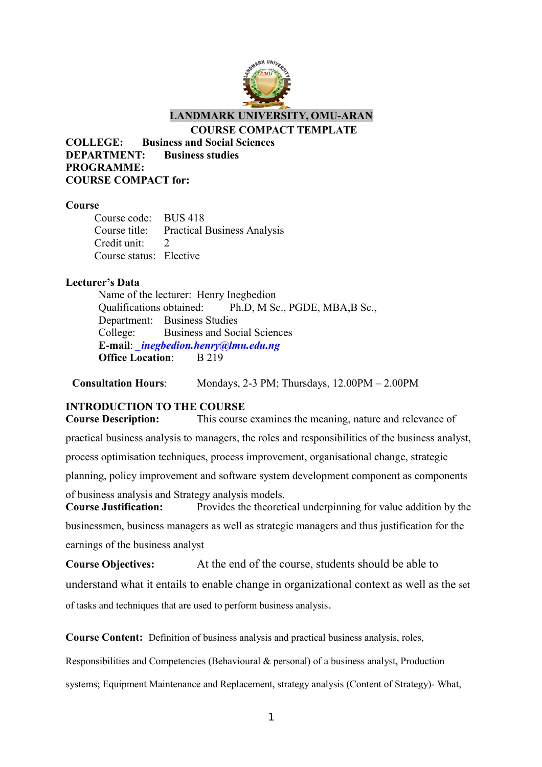# LANDMARK UNIVERSITY, OMU-ARAN

## COURSE COMPACT TEMPLATE

**COLLEGE:** **Business and Social Sciences**
**DEPARTMENT:** **Business studies**
**PROGRAMME:**
**COURSE COMPACT for:**

**Course**

Course code: BUS 418
Course title: Practical Business Analysis
Credit unit: 2
Course status: Elective

**Lecturer's Data**

Name of the lecturer: Henry Inegbedion
Qualifications obtained: Ph.D, M Sc., PGDE, MBA,B Sc.,
Department: Business Studies
College: Business and Social Sciences
**E-mail**: *inegbedion.henry@lmu.edu.ng*
**Office Location**: B 219

**Consultation Hours**: Mondays, 2-3 PM; Thursdays, 12.00PM – 2.00PM

**INTRODUCTION TO THE COURSE**

**Course Description:** This course examines the meaning, nature and relevance of practical business analysis to managers, the roles and responsibilities of the business analyst, process optimisation techniques, process improvement, organisational change, strategic planning, policy improvement and software system development component as components of business analysis and Strategy analysis models.

**Course Justification:** Provides the theoretical underpinning for value addition by the businessmen, business managers as well as strategic managers and thus justification for the earnings of the business analyst

**Course Objectives:** At the end of the course, students should be able to understand what it entails to enable change in organizational context as well as the set of tasks and techniques that are used to perform business analysis.

**Course Content:** Definition of business analysis and practical business analysis, roles, Responsibilities and Competencies (Behavioural & personal) of a business analyst, Production systems; Equipment Maintenance and Replacement, strategy analysis (Content of Strategy)- What,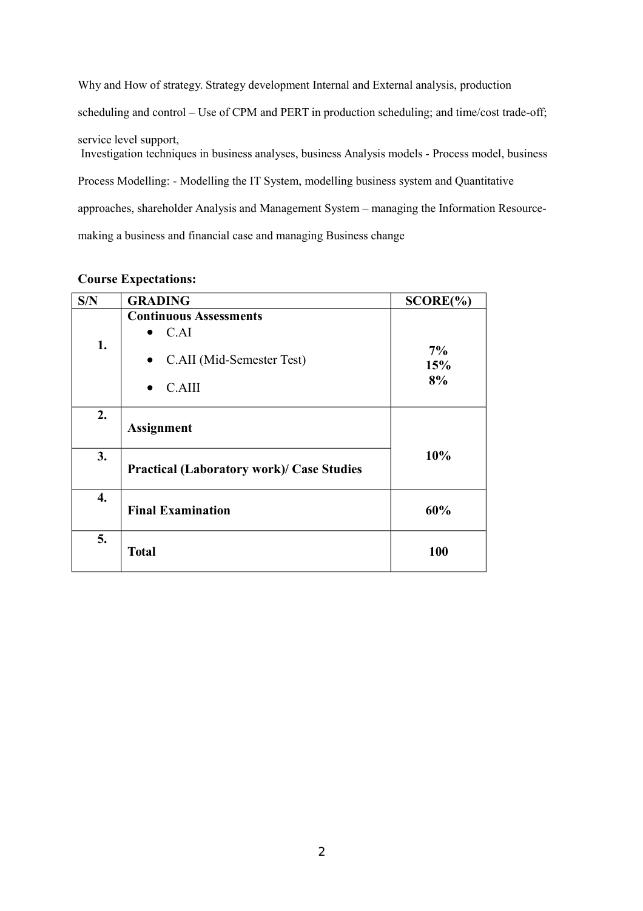Why and How of strategy. Strategy development Internal and External analysis, production scheduling and control – Use of CPM and PERT in production scheduling; and time/cost trade-off; service level support,
Investigation techniques in business analyses, business Analysis models - Process model, business Process Modelling: - Modelling the IT System, modelling business system and Quantitative approaches, shareholder Analysis and Management System – managing the Information Resource- making a business and financial case and managing Business change

**Course Expectations:**

| S/N | GRADING | SCORE(%) |
|---|---|---|
| 1. | **Continuous Assessments**<br>• C.AI<br>• C.AII (Mid-Semester Test)<br>• C.AIII | **7%**<br>**15%**<br>**8%** |
| 2. | **Assignment** | **10%** |
| 3. | **Practical (Laboratory work)/ Case Studies** | |
| 4. | **Final Examination** | **60%** |
| 5. | **Total** | **100** |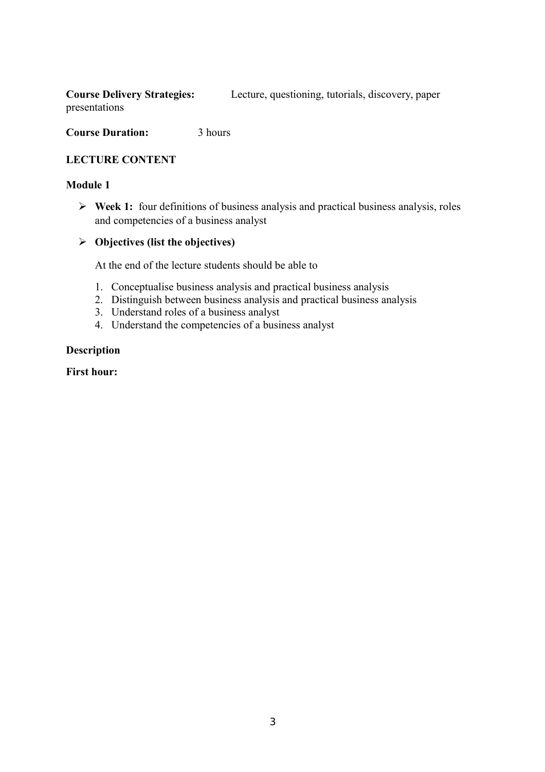**Course Delivery Strategies:** Lecture, questioning, tutorials, discovery, paper presentations

**Course Duration:** 3 hours

**LECTURE CONTENT**

**Module 1**

- **Week 1:** four definitions of business analysis and practical business analysis, roles and competencies of a business analyst

- **Objectives (list the objectives)**

  At the end of the lecture students should be able to

  1. Conceptualise business analysis and practical business analysis
  2. Distinguish between business analysis and practical business analysis
  3. Understand roles of a business analyst
  4. Understand the competencies of a business analyst

**Description**

**First hour:**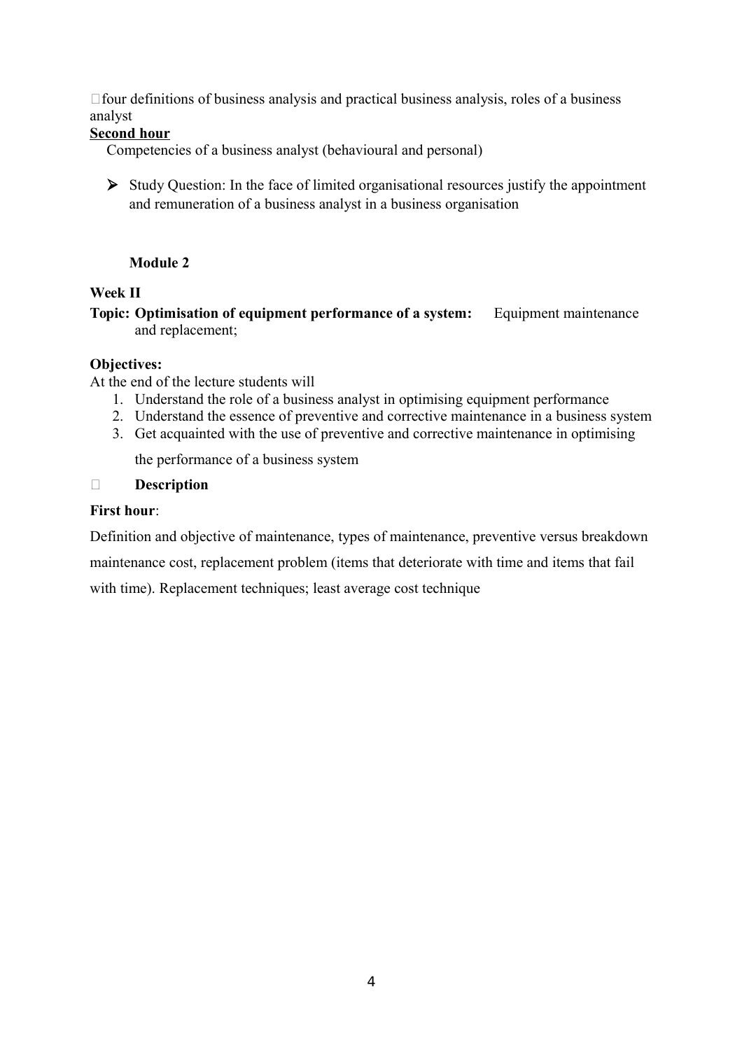four definitions of business analysis and practical business analysis, roles of a business analyst

**Second hour**

Competencies of a business analyst (behavioural and personal)

- Study Question: In the face of limited organisational resources justify the appointment and remuneration of a business analyst in a business organisation

**Module 2**

**Week II**

**Topic: Optimisation of equipment performance of a system:** Equipment maintenance and replacement;

**Objectives:**

At the end of the lecture students will

1. Understand the role of a business analyst in optimising equipment performance
2. Understand the essence of preventive and corrective maintenance in a business system
3. Get acquainted with the use of preventive and corrective maintenance in optimising the performance of a business system

 **Description**

**First hour**:

Definition and objective of maintenance, types of maintenance, preventive versus breakdown maintenance cost, replacement problem (items that deteriorate with time and items that fail with time). Replacement techniques; least average cost technique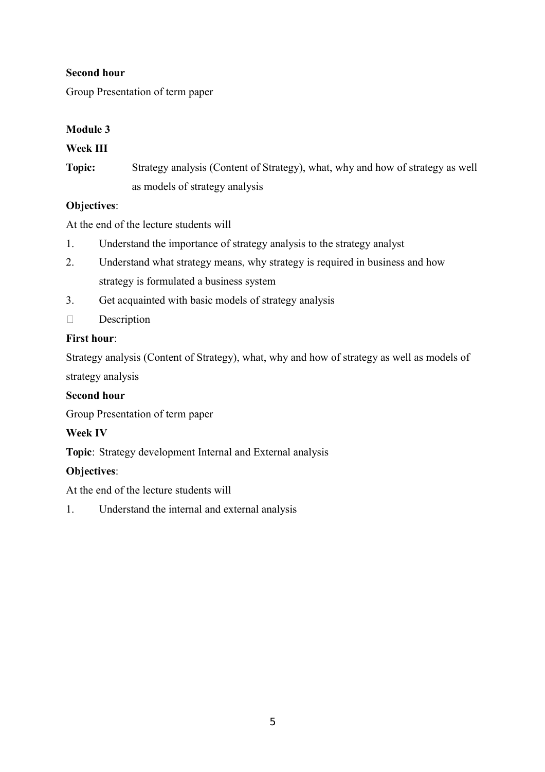**Second hour**

Group Presentation of term paper

**Module 3**

**Week III**

**Topic:** Strategy analysis (Content of Strategy), what, why and how of strategy as well as models of strategy analysis

**Objectives**:

At the end of the lecture students will

1. Understand the importance of strategy analysis to the strategy analyst
2. Understand what strategy means, why strategy is required in business and how strategy is formulated a business system
3. Get acquainted with basic models of strategy analysis

- Description

**First hour**:

Strategy analysis (Content of Strategy), what, why and how of strategy as well as models of strategy analysis

**Second hour**

Group Presentation of term paper

**Week IV**

**Topic**: Strategy development Internal and External analysis

**Objectives**:

At the end of the lecture students will

1. Understand the internal and external analysis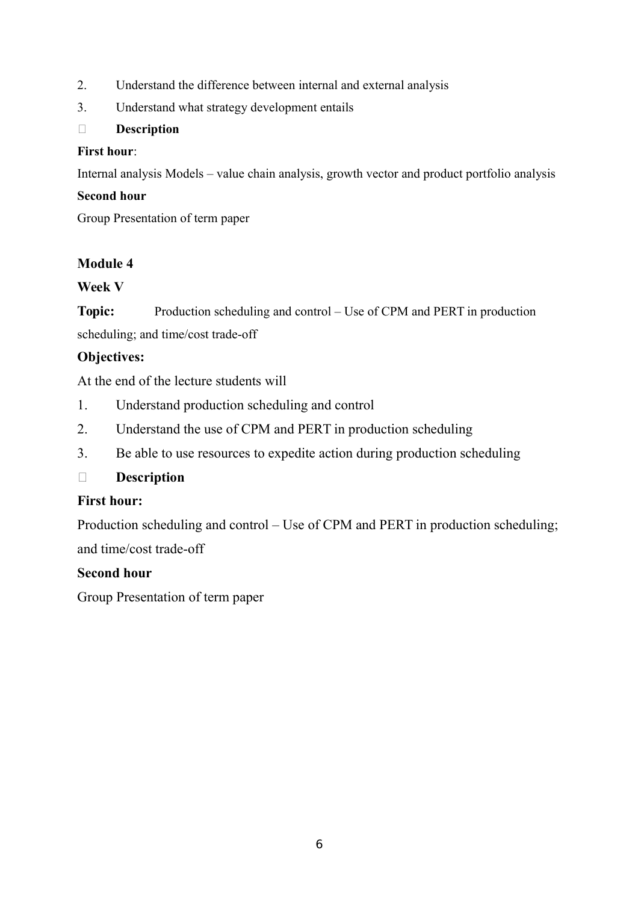2. Understand the difference between internal and external analysis
3. Understand what strategy development entails

- **Description**

**First hour**:

Internal analysis Models – value chain analysis, growth vector and product portfolio analysis

**Second hour**

Group Presentation of term paper

**Module 4**

**Week V**

**Topic:** Production scheduling and control – Use of CPM and PERT in production scheduling; and time/cost trade-off

**Objectives:**

At the end of the lecture students will

1. Understand production scheduling and control
2. Understand the use of CPM and PERT in production scheduling
3. Be able to use resources to expedite action during production scheduling

- **Description**

**First hour:**

Production scheduling and control – Use of CPM and PERT in production scheduling; and time/cost trade-off

**Second hour**

Group Presentation of term paper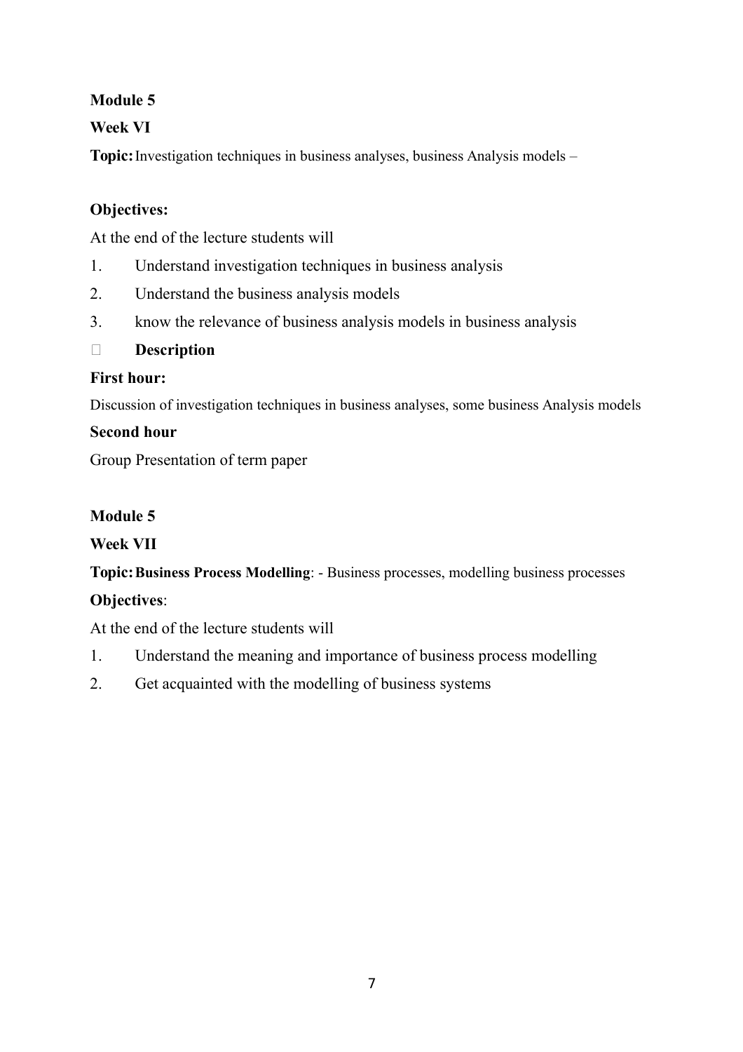**Module 5**

**Week VI**

**Topic:** Investigation techniques in business analyses, business Analysis models –

**Objectives:**

At the end of the lecture students will

1. Understand investigation techniques in business analysis
2. Understand the business analysis models
3. know the relevance of business analysis models in business analysis

- **Description**

**First hour:**

Discussion of investigation techniques in business analyses, some business Analysis models

**Second hour**

Group Presentation of term paper

**Module 5**

**Week VII**

**Topic: Business Process Modelling**: - Business processes, modelling business processes

**Objectives**:

At the end of the lecture students will

1. Understand the meaning and importance of business process modelling
2. Get acquainted with the modelling of business systems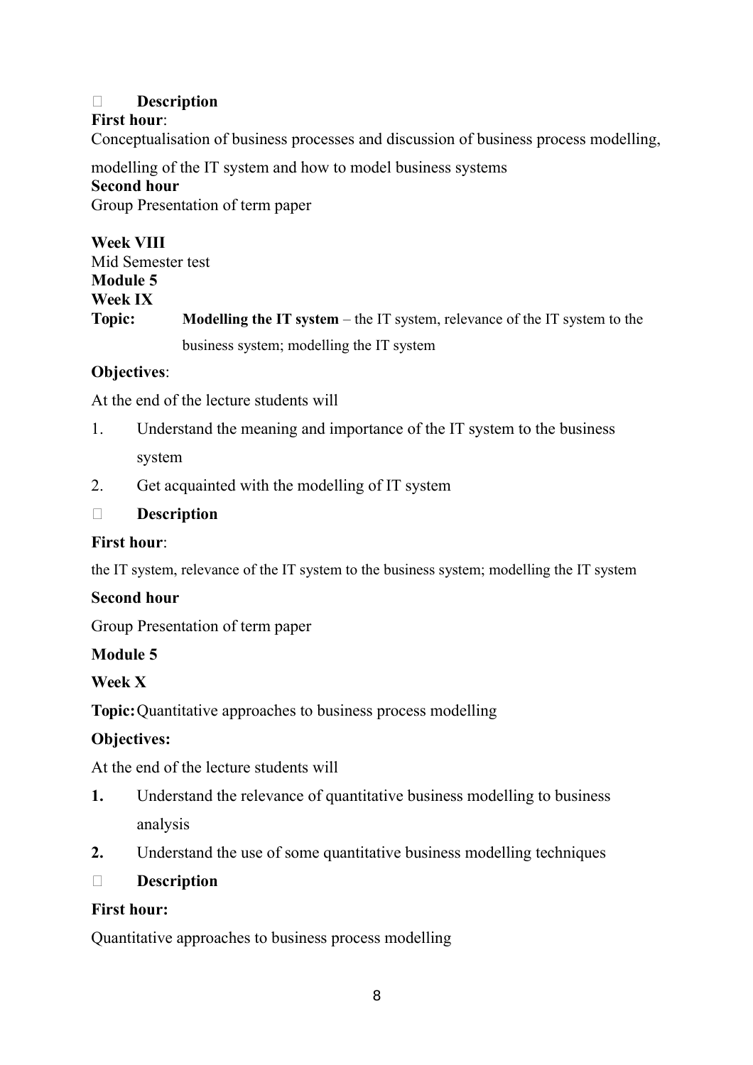- **Description**

**First hour**:

Conceptualisation of business processes and discussion of business process modelling, modelling of the IT system and how to model business systems

**Second hour**

Group Presentation of term paper

**Week VIII**

Mid Semester test

**Module 5**

**Week IX**

**Topic:** **Modelling the IT system** – the IT system, relevance of the IT system to the business system; modelling the IT system

**Objectives**:

At the end of the lecture students will

1. Understand the meaning and importance of the IT system to the business system
2. Get acquainted with the modelling of IT system

- **Description**

**First hour**:

the IT system, relevance of the IT system to the business system; modelling the IT system

**Second hour**

Group Presentation of term paper

**Module 5**

**Week X**

**Topic:** Quantitative approaches to business process modelling

**Objectives:**

At the end of the lecture students will

1. Understand the relevance of quantitative business modelling to business analysis
2. Understand the use of some quantitative business modelling techniques

- **Description**

**First hour:**

Quantitative approaches to business process modelling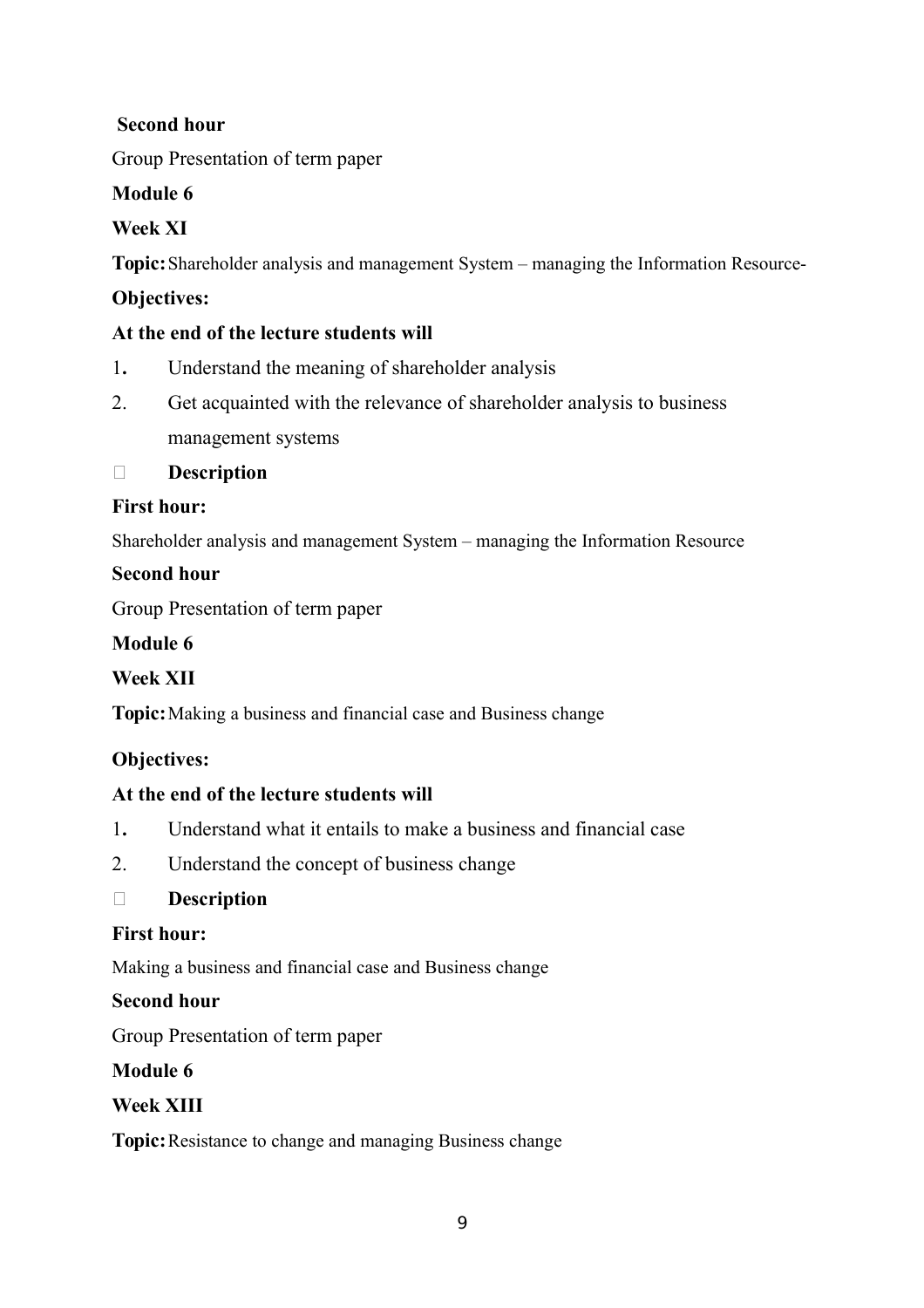**Second hour**

Group Presentation of term paper

**Module 6**

**Week XI**

**Topic:** Shareholder analysis and management System – managing the Information Resource-

**Objectives:**

**At the end of the lecture students will**

1. Understand the meaning of shareholder analysis
2. Get acquainted with the relevance of shareholder analysis to business management systems

- **Description**

**First hour:**

Shareholder analysis and management System – managing the Information Resource

**Second hour**

Group Presentation of term paper

**Module 6**

**Week XII**

**Topic:** Making a business and financial case and Business change

**Objectives:**

**At the end of the lecture students will**

1. Understand what it entails to make a business and financial case
2. Understand the concept of business change

- **Description**

**First hour:**

Making a business and financial case and Business change

**Second hour**

Group Presentation of term paper

**Module 6**

**Week XIII**

**Topic:** Resistance to change and managing Business change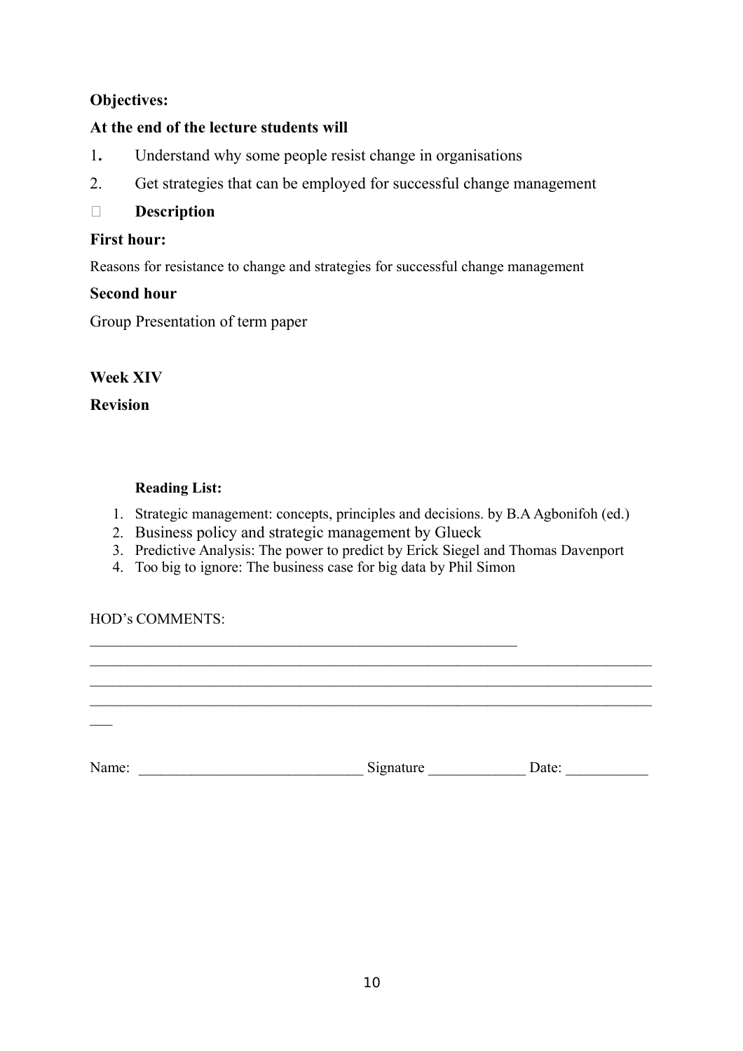**Objectives:**

**At the end of the lecture students will**

1. Understand why some people resist change in organisations
2. Get strategies that can be employed for successful change management

- **Description**

**First hour:**

Reasons for resistance to change and strategies for successful change management

**Second hour**

Group Presentation of term paper

**Week XIV**

**Revision**

**Reading List:**

1. Strategic management: concepts, principles and decisions. by B.A Agbonifoh (ed.)
2. Business policy and strategic management by Glueck
3. Predictive Analysis: The power to predict by Erick Siegel and Thomas Davenport
4. Too big to ignore: The business case for big data by Phil Simon

HOD's COMMENTS:

____________________________________________________________
______________________________________________________________________________
______________________________________________________________________________
______________________________________________________________________________
___

Name: _____________________________ Signature _____________ Date: ___________